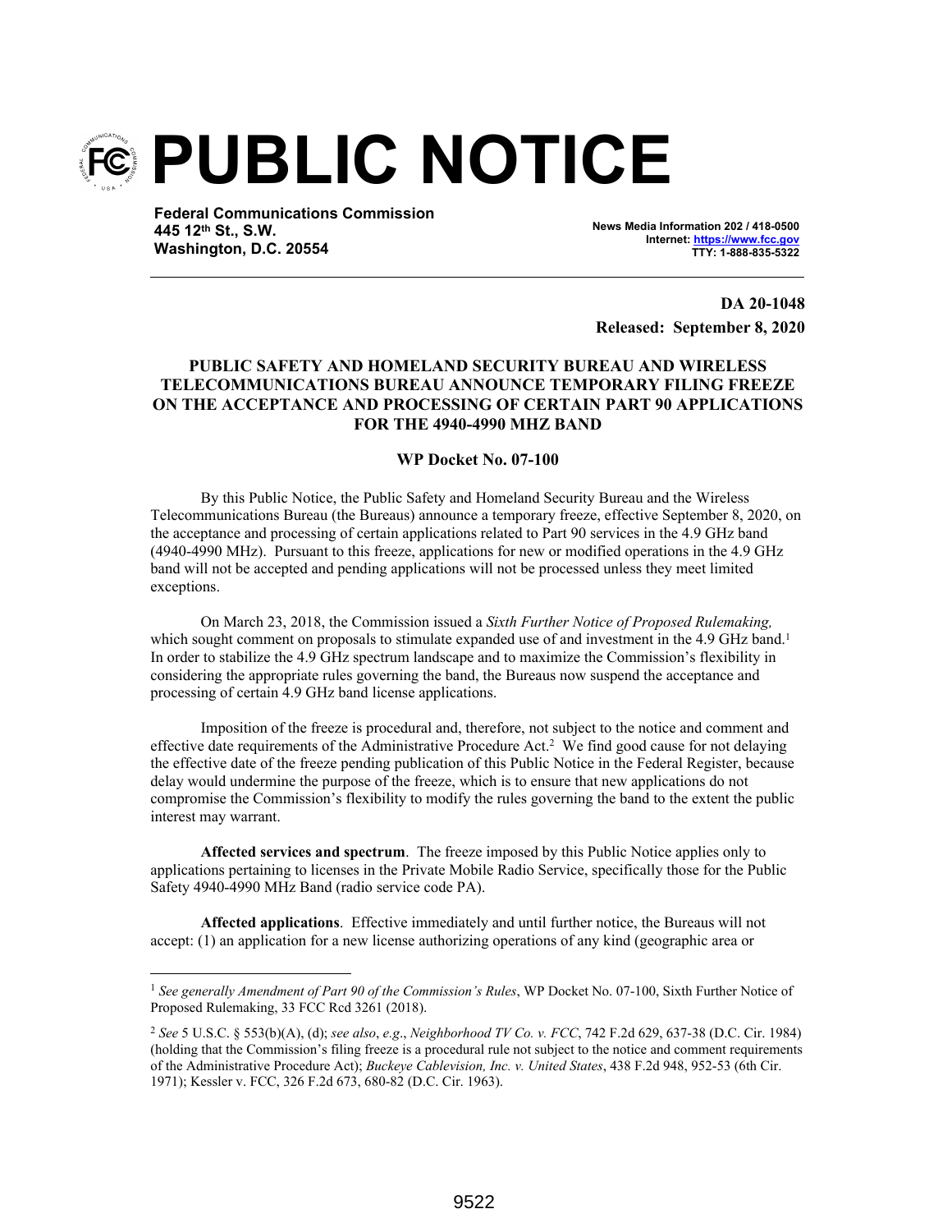# PUBLIC NOTICE

**Federal Communications Commission**
**445 12th St., S.W.**
**Washington, D.C. 20554**

**News Media Information 202 / 418-0500**
**Internet: https://www.fcc.gov**
**TTY: 1-888-835-5322**

**DA 20-1048**
**Released: September 8, 2020**

**PUBLIC SAFETY AND HOMELAND SECURITY BUREAU AND WIRELESS TELECOMMUNICATIONS BUREAU ANNOUNCE TEMPORARY FILING FREEZE ON THE ACCEPTANCE AND PROCESSING OF CERTAIN PART 90 APPLICATIONS FOR THE 4940-4990 MHZ BAND**

**WP Docket No. 07-100**

By this Public Notice, the Public Safety and Homeland Security Bureau and the Wireless Telecommunications Bureau (the Bureaus) announce a temporary freeze, effective September 8, 2020, on the acceptance and processing of certain applications related to Part 90 services in the 4.9 GHz band (4940-4990 MHz). Pursuant to this freeze, applications for new or modified operations in the 4.9 GHz band will not be accepted and pending applications will not be processed unless they meet limited exceptions.

On March 23, 2018, the Commission issued a *Sixth Further Notice of Proposed Rulemaking,* which sought comment on proposals to stimulate expanded use of and investment in the 4.9 GHz band.[1] In order to stabilize the 4.9 GHz spectrum landscape and to maximize the Commission's flexibility in considering the appropriate rules governing the band, the Bureaus now suspend the acceptance and processing of certain 4.9 GHz band license applications.

Imposition of the freeze is procedural and, therefore, not subject to the notice and comment and effective date requirements of the Administrative Procedure Act.[2] We find good cause for not delaying the effective date of the freeze pending publication of this Public Notice in the Federal Register, because delay would undermine the purpose of the freeze, which is to ensure that new applications do not compromise the Commission's flexibility to modify the rules governing the band to the extent the public interest may warrant.

**Affected services and spectrum**. The freeze imposed by this Public Notice applies only to applications pertaining to licenses in the Private Mobile Radio Service, specifically those for the Public Safety 4940-4990 MHz Band (radio service code PA).

**Affected applications**. Effective immediately and until further notice, the Bureaus will not accept: (1) an application for a new license authorizing operations of any kind (geographic area or

---

[1] *See generally Amendment of Part 90 of the Commission's Rules*, WP Docket No. 07-100, Sixth Further Notice of Proposed Rulemaking, 33 FCC Rcd 3261 (2018).

[2] *See* 5 U.S.C. § 553(b)(A), (d); *see also*, *e.g*., *Neighborhood TV Co. v. FCC*, 742 F.2d 629, 637-38 (D.C. Cir. 1984) (holding that the Commission's filing freeze is a procedural rule not subject to the notice and comment requirements of the Administrative Procedure Act); *Buckeye Cablevision, Inc. v. United States*, 438 F.2d 948, 952-53 (6th Cir. 1971); Kessler v. FCC, 326 F.2d 673, 680-82 (D.C. Cir. 1963).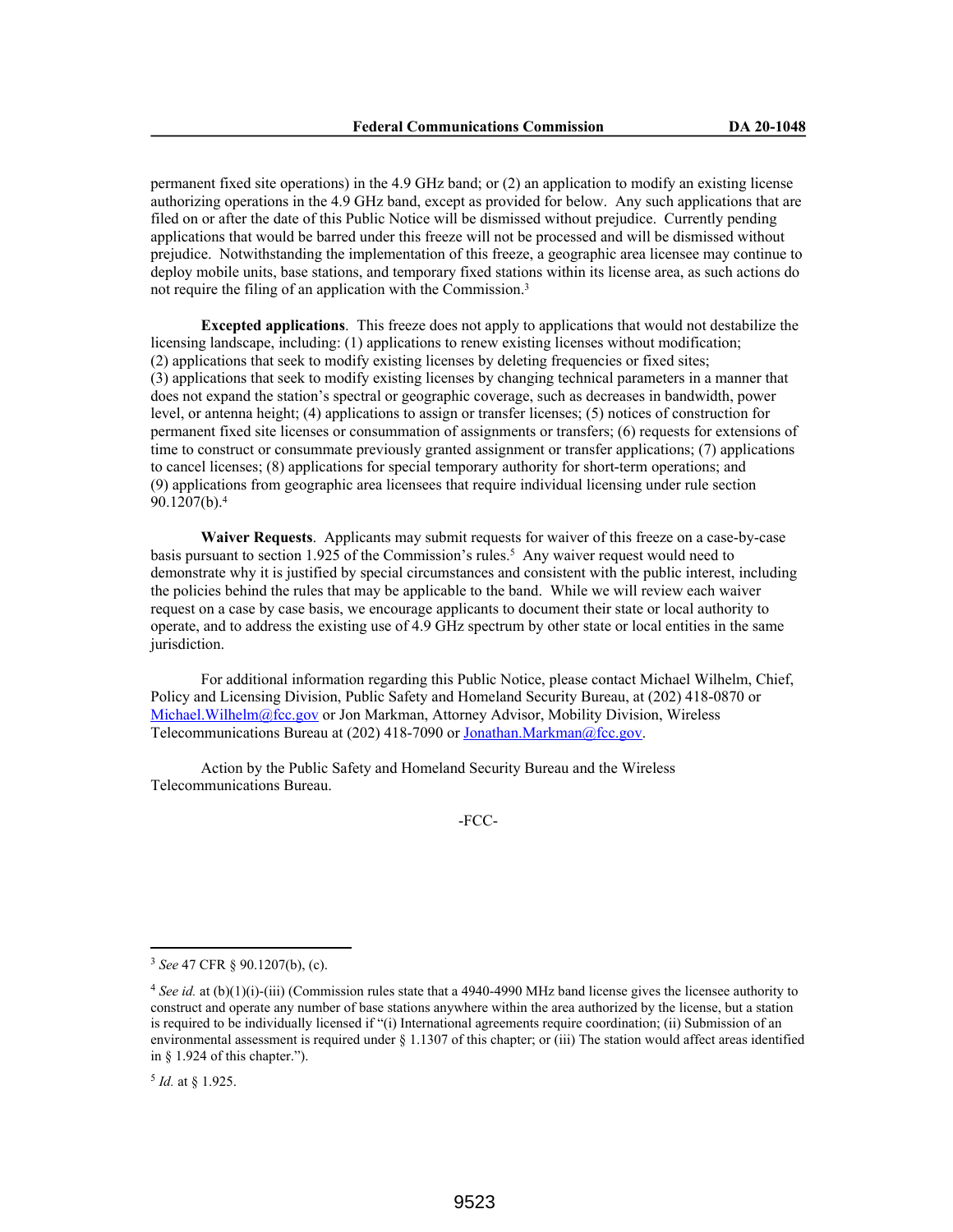permanent fixed site operations) in the 4.9 GHz band; or (2) an application to modify an existing license authorizing operations in the 4.9 GHz band, except as provided for below. Any such applications that are filed on or after the date of this Public Notice will be dismissed without prejudice. Currently pending applications that would be barred under this freeze will not be processed and will be dismissed without prejudice. Notwithstanding the implementation of this freeze, a geographic area licensee may continue to deploy mobile units, base stations, and temporary fixed stations within its license area, as such actions do not require the filing of an application with the Commission.[3]

**Excepted applications**. This freeze does not apply to applications that would not destabilize the licensing landscape, including: (1) applications to renew existing licenses without modification; (2) applications that seek to modify existing licenses by deleting frequencies or fixed sites; (3) applications that seek to modify existing licenses by changing technical parameters in a manner that does not expand the station's spectral or geographic coverage, such as decreases in bandwidth, power level, or antenna height; (4) applications to assign or transfer licenses; (5) notices of construction for permanent fixed site licenses or consummation of assignments or transfers; (6) requests for extensions of time to construct or consummate previously granted assignment or transfer applications; (7) applications to cancel licenses; (8) applications for special temporary authority for short-term operations; and (9) applications from geographic area licensees that require individual licensing under rule section 90.1207(b).[4]

**Waiver Requests**. Applicants may submit requests for waiver of this freeze on a case-by-case basis pursuant to section 1.925 of the Commission's rules.[5] Any waiver request would need to demonstrate why it is justified by special circumstances and consistent with the public interest, including the policies behind the rules that may be applicable to the band. While we will review each waiver request on a case by case basis, we encourage applicants to document their state or local authority to operate, and to address the existing use of 4.9 GHz spectrum by other state or local entities in the same jurisdiction.

For additional information regarding this Public Notice, please contact Michael Wilhelm, Chief, Policy and Licensing Division, Public Safety and Homeland Security Bureau, at (202) 418-0870 or Michael.Wilhelm@fcc.gov or Jon Markman, Attorney Advisor, Mobility Division, Wireless Telecommunications Bureau at (202) 418-7090 or Jonathan.Markman@fcc.gov.

Action by the Public Safety and Homeland Security Bureau and the Wireless Telecommunications Bureau.

-FCC-

---

[3] *See* 47 CFR § 90.1207(b), (c).

[4] *See id.* at (b)(1)(i)-(iii) (Commission rules state that a 4940-4990 MHz band license gives the licensee authority to construct and operate any number of base stations anywhere within the area authorized by the license, but a station is required to be individually licensed if "(i) International agreements require coordination; (ii) Submission of an environmental assessment is required under § 1.1307 of this chapter; or (iii) The station would affect areas identified in § 1.924 of this chapter.").

[5] *Id.* at § 1.925.